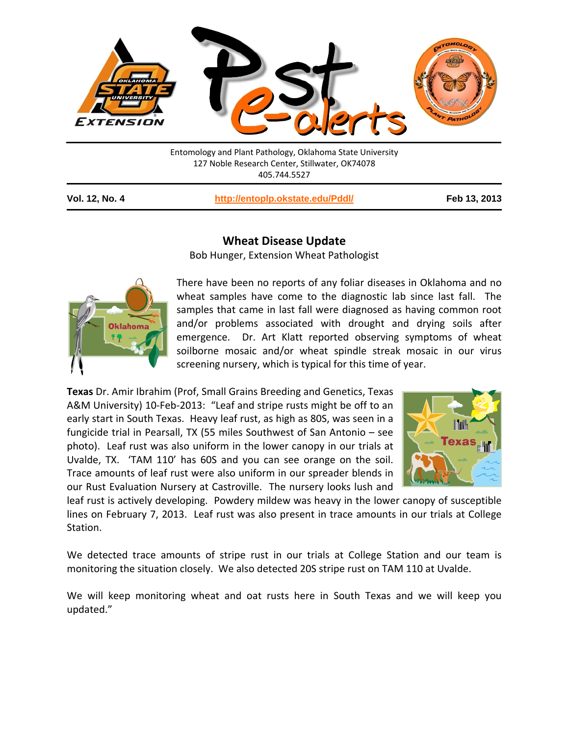Entomology and Plant Pathology, Oklahoma State University
127 Noble Research Center, Stillwater, OK74078
405.744.5527

**Vol. 12, No. 4** | **http://entoplp.okstate.edu/Pddl/** | **Feb 13, 2013**

## Wheat Disease Update

Bob Hunger, Extension Wheat Pathologist

There have been no reports of any foliar diseases in Oklahoma and no wheat samples have come to the diagnostic lab since last fall. The samples that came in last fall were diagnosed as having common root and/or problems associated with drought and drying soils after emergence. Dr. Art Klatt reported observing symptoms of wheat soilborne mosaic and/or wheat spindle streak mosaic in our virus screening nursery, which is typical for this time of year.

**Texas** Dr. Amir Ibrahim (Prof, Small Grains Breeding and Genetics, Texas A&M University) 10-Feb-2013: "Leaf and stripe rusts might be off to an early start in South Texas. Heavy leaf rust, as high as 80S, was seen in a fungicide trial in Pearsall, TX (55 miles Southwest of San Antonio – see photo). Leaf rust was also uniform in the lower canopy in our trials at Uvalde, TX. 'TAM 110' has 60S and you can see orange on the soil. Trace amounts of leaf rust were also uniform in our spreader blends in our Rust Evaluation Nursery at Castroville. The nursery looks lush and leaf rust is actively developing. Powdery mildew was heavy in the lower canopy of susceptible lines on February 7, 2013. Leaf rust was also present in trace amounts in our trials at College Station.

We detected trace amounts of stripe rust in our trials at College Station and our team is monitoring the situation closely. We also detected 20S stripe rust on TAM 110 at Uvalde.

We will keep monitoring wheat and oat rusts here in South Texas and we will keep you updated."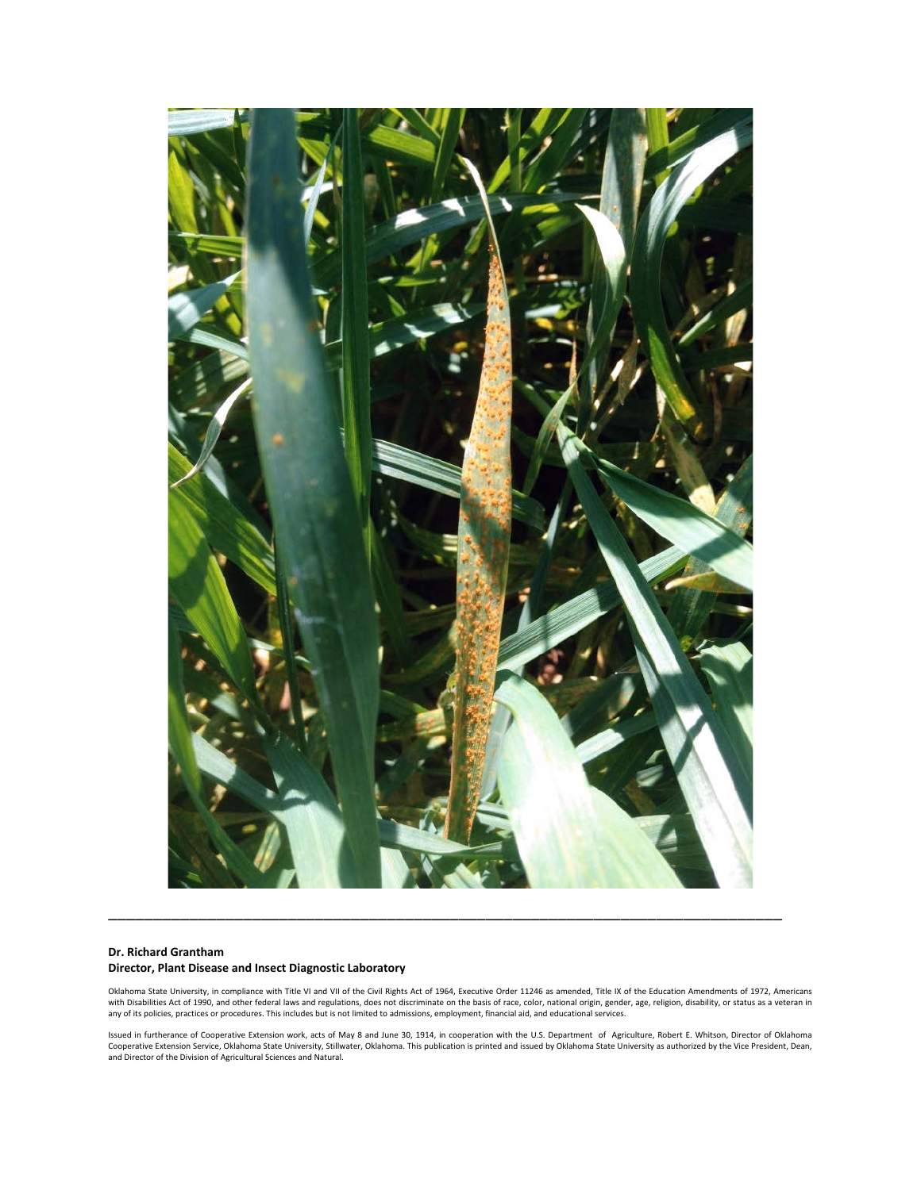---

**Dr. Richard Grantham**
**Director, Plant Disease and Insect Diagnostic Laboratory**

Oklahoma State University, in compliance with Title VI and VII of the Civil Rights Act of 1964, Executive Order 11246 as amended, Title IX of the Education Amendments of 1972, Americans with Disabilities Act of 1990, and other federal laws and regulations, does not discriminate on the basis of race, color, national origin, gender, age, religion, disability, or status as a veteran in any of its policies, practices or procedures. This includes but is not limited to admissions, employment, financial aid, and educational services.

Issued in furtherance of Cooperative Extension work, acts of May 8 and June 30, 1914, in cooperation with the U.S. Department of Agriculture, Robert E. Whitson, Director of Oklahoma Cooperative Extension Service, Oklahoma State University, Stillwater, Oklahoma. This publication is printed and issued by Oklahoma State University as authorized by the Vice President, Dean, and Director of the Division of Agricultural Sciences and Natural.